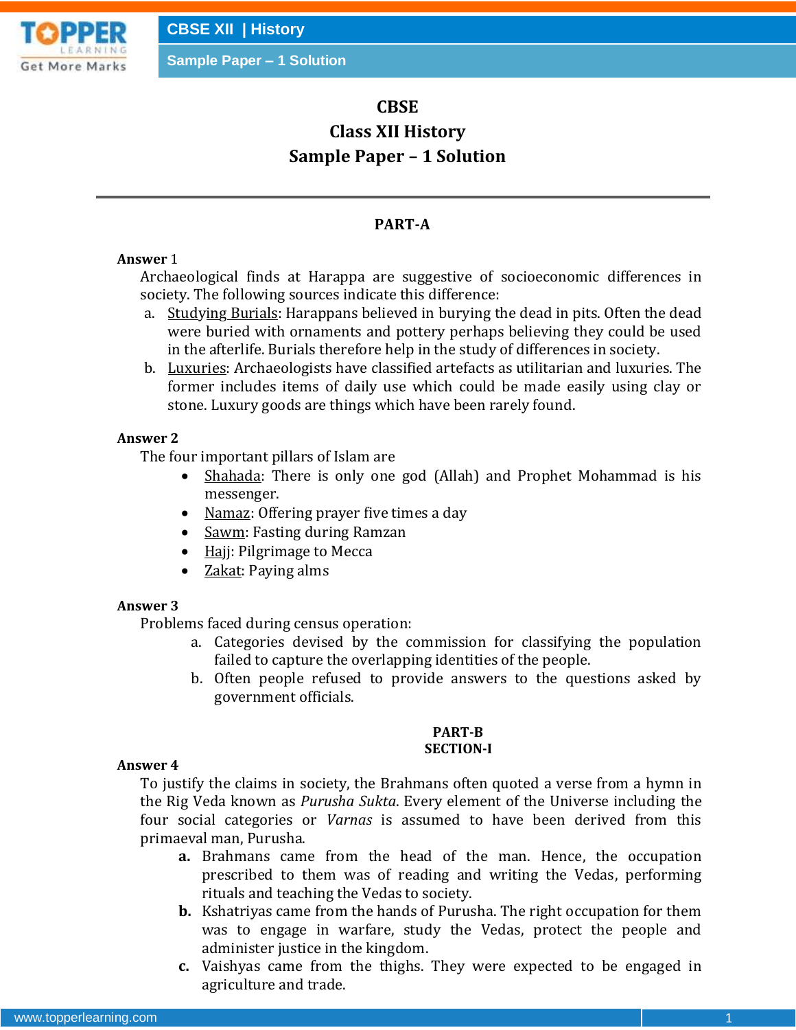# CBSE
# Class XII History
# Sample Paper – 1 Solution

---

## PART-A

**Answer** 1

Archaeological finds at Harappa are suggestive of socioeconomic differences in society. The following sources indicate this difference:

a. Studying Burials: Harappans believed in burying the dead in pits. Often the dead were buried with ornaments and pottery perhaps believing they could be used in the afterlife. Burials therefore help in the study of differences in society.

b. Luxuries: Archaeologists have classified artefacts as utilitarian and luxuries. The former includes items of daily use which could be made easily using clay or stone. Luxury goods are things which have been rarely found.

**Answer 2**

The four important pillars of Islam are

- Shahada: There is only one god (Allah) and Prophet Mohammad is his messenger.
- Namaz: Offering prayer five times a day
- Sawm: Fasting during Ramzan
- Hajj: Pilgrimage to Mecca
- Zakat: Paying alms

**Answer 3**

Problems faced during census operation:

a. Categories devised by the commission for classifying the population failed to capture the overlapping identities of the people.

b. Often people refused to provide answers to the questions asked by government officials.

## PART-B
## SECTION-I

**Answer 4**

To justify the claims in society, the Brahmans often quoted a verse from a hymn in the Rig Veda known as *Purusha Sukta*. Every element of the Universe including the four social categories or *Varnas* is assumed to have been derived from this primaeval man, Purusha.

**a.** Brahmans came from the head of the man. Hence, the occupation prescribed to them was of reading and writing the Vedas, performing rituals and teaching the Vedas to society.

**b.** Kshatriyas came from the hands of Purusha. The right occupation for them was to engage in warfare, study the Vedas, protect the people and administer justice in the kingdom.

**c.** Vaishyas came from the thighs. They were expected to be engaged in agriculture and trade.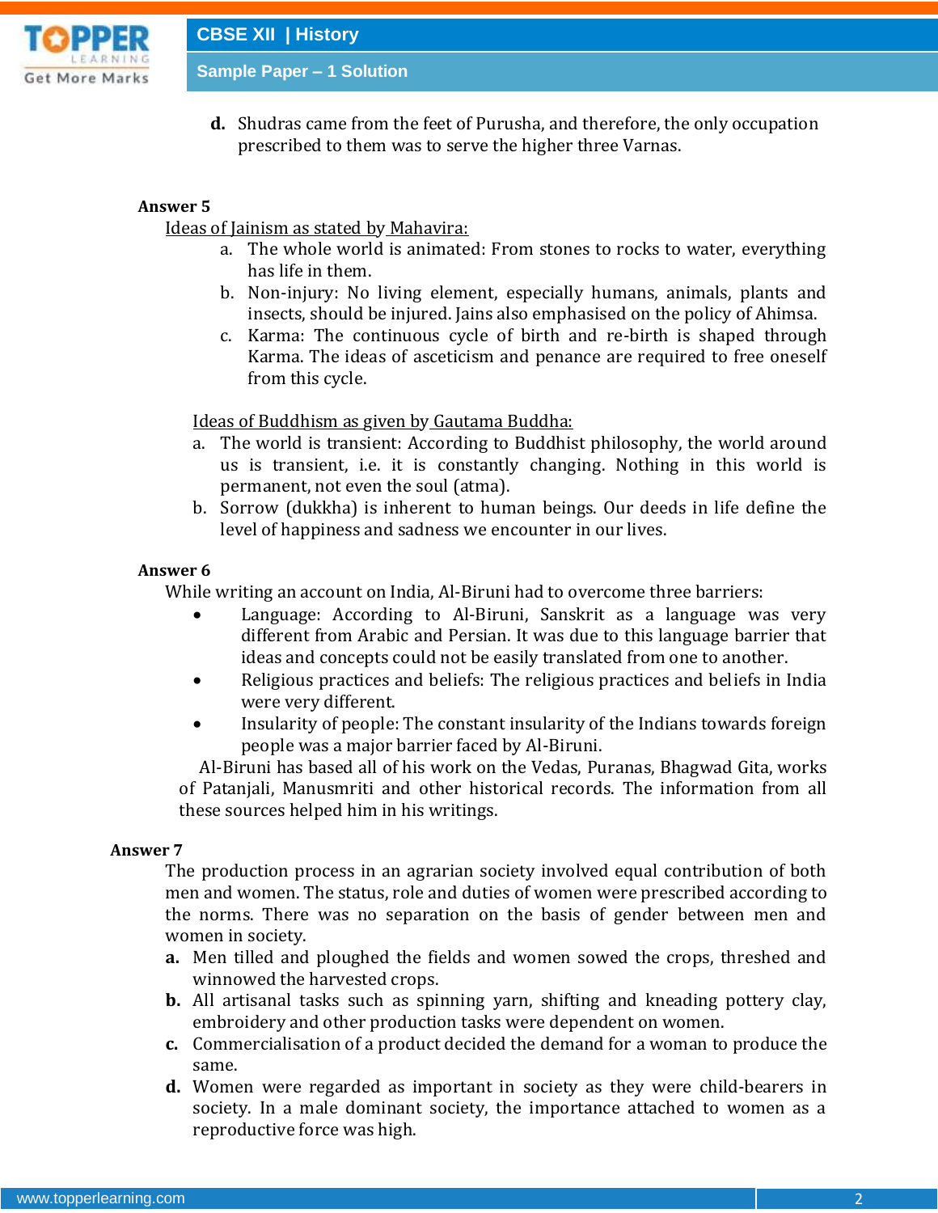**d.** Shudras came from the feet of Purusha, and therefore, the only occupation prescribed to them was to serve the higher three Varnas.

**Answer 5**

Ideas of Jainism as stated by Mahavira:

a. The whole world is animated: From stones to rocks to water, everything has life in them.
b. Non-injury: No living element, especially humans, animals, plants and insects, should be injured. Jains also emphasised on the policy of Ahimsa.
c. Karma: The continuous cycle of birth and re-birth is shaped through Karma. The ideas of asceticism and penance are required to free oneself from this cycle.

Ideas of Buddhism as given by Gautama Buddha:

a. The world is transient: According to Buddhist philosophy, the world around us is transient, i.e. it is constantly changing. Nothing in this world is permanent, not even the soul (atma).
b. Sorrow (dukkha) is inherent to human beings. Our deeds in life define the level of happiness and sadness we encounter in our lives.

**Answer 6**

While writing an account on India, Al-Biruni had to overcome three barriers:

- Language: According to Al-Biruni, Sanskrit as a language was very different from Arabic and Persian. It was due to this language barrier that ideas and concepts could not be easily translated from one to another.
- Religious practices and beliefs: The religious practices and beliefs in India were very different.
- Insularity of people: The constant insularity of the Indians towards foreign people was a major barrier faced by Al-Biruni.

Al-Biruni has based all of his work on the Vedas, Puranas, Bhagwad Gita, works of Patanjali, Manusmriti and other historical records. The information from all these sources helped him in his writings.

**Answer 7**

The production process in an agrarian society involved equal contribution of both men and women. The status, role and duties of women were prescribed according to the norms. There was no separation on the basis of gender between men and women in society.

**a.** Men tilled and ploughed the fields and women sowed the crops, threshed and winnowed the harvested crops.
**b.** All artisanal tasks such as spinning yarn, shifting and kneading pottery clay, embroidery and other production tasks were dependent on women.
**c.** Commercialisation of a product decided the demand for a woman to produce the same.
**d.** Women were regarded as important in society as they were child-bearers in society. In a male dominant society, the importance attached to women as a reproductive force was high.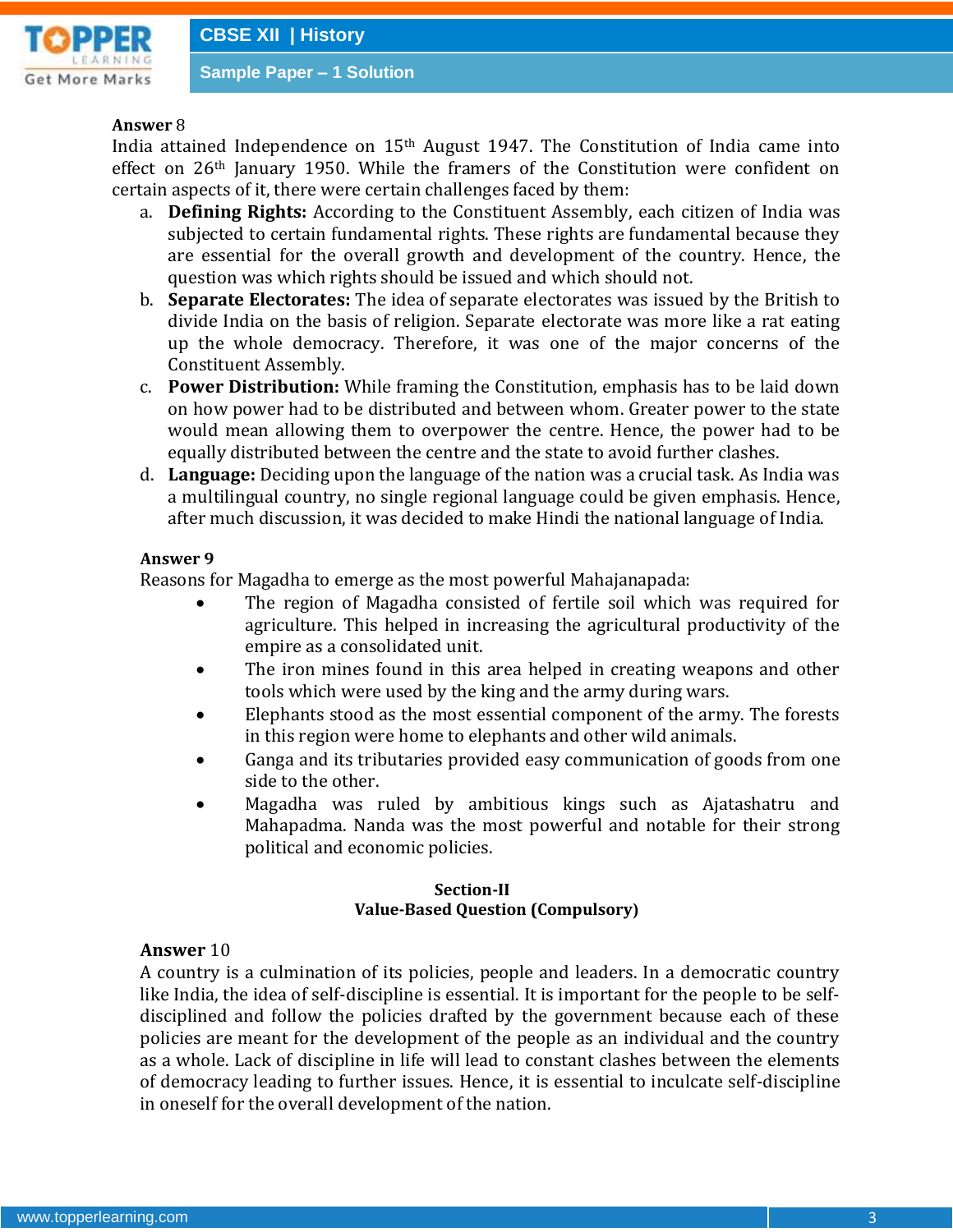**Answer** 8

India attained Independence on 15th August 1947. The Constitution of India came into effect on 26th January 1950. While the framers of the Constitution were confident on certain aspects of it, there were certain challenges faced by them:

a. **Defining Rights:** According to the Constituent Assembly, each citizen of India was subjected to certain fundamental rights. These rights are fundamental because they are essential for the overall growth and development of the country. Hence, the question was which rights should be issued and which should not.
b. **Separate Electorates:** The idea of separate electorates was issued by the British to divide India on the basis of religion. Separate electorate was more like a rat eating up the whole democracy. Therefore, it was one of the major concerns of the Constituent Assembly.
c. **Power Distribution:** While framing the Constitution, emphasis has to be laid down on how power had to be distributed and between whom. Greater power to the state would mean allowing them to overpower the centre. Hence, the power had to be equally distributed between the centre and the state to avoid further clashes.
d. **Language:** Deciding upon the language of the nation was a crucial task. As India was a multilingual country, no single regional language could be given emphasis. Hence, after much discussion, it was decided to make Hindi the national language of India.

**Answer 9**

Reasons for Magadha to emerge as the most powerful Mahajanapada:

- The region of Magadha consisted of fertile soil which was required for agriculture. This helped in increasing the agricultural productivity of the empire as a consolidated unit.
- The iron mines found in this area helped in creating weapons and other tools which were used by the king and the army during wars.
- Elephants stood as the most essential component of the army. The forests in this region were home to elephants and other wild animals.
- Ganga and its tributaries provided easy communication of goods from one side to the other.
- Magadha was ruled by ambitious kings such as Ajatashatru and Mahapadma. Nanda was the most powerful and notable for their strong political and economic policies.

**Section-II**
**Value-Based Question (Compulsory)**

**Answer** 10

A country is a culmination of its policies, people and leaders. In a democratic country like India, the idea of self-discipline is essential. It is important for the people to be self-disciplined and follow the policies drafted by the government because each of these policies are meant for the development of the people as an individual and the country as a whole. Lack of discipline in life will lead to constant clashes between the elements of democracy leading to further issues. Hence, it is essential to inculcate self-discipline in oneself for the overall development of the nation.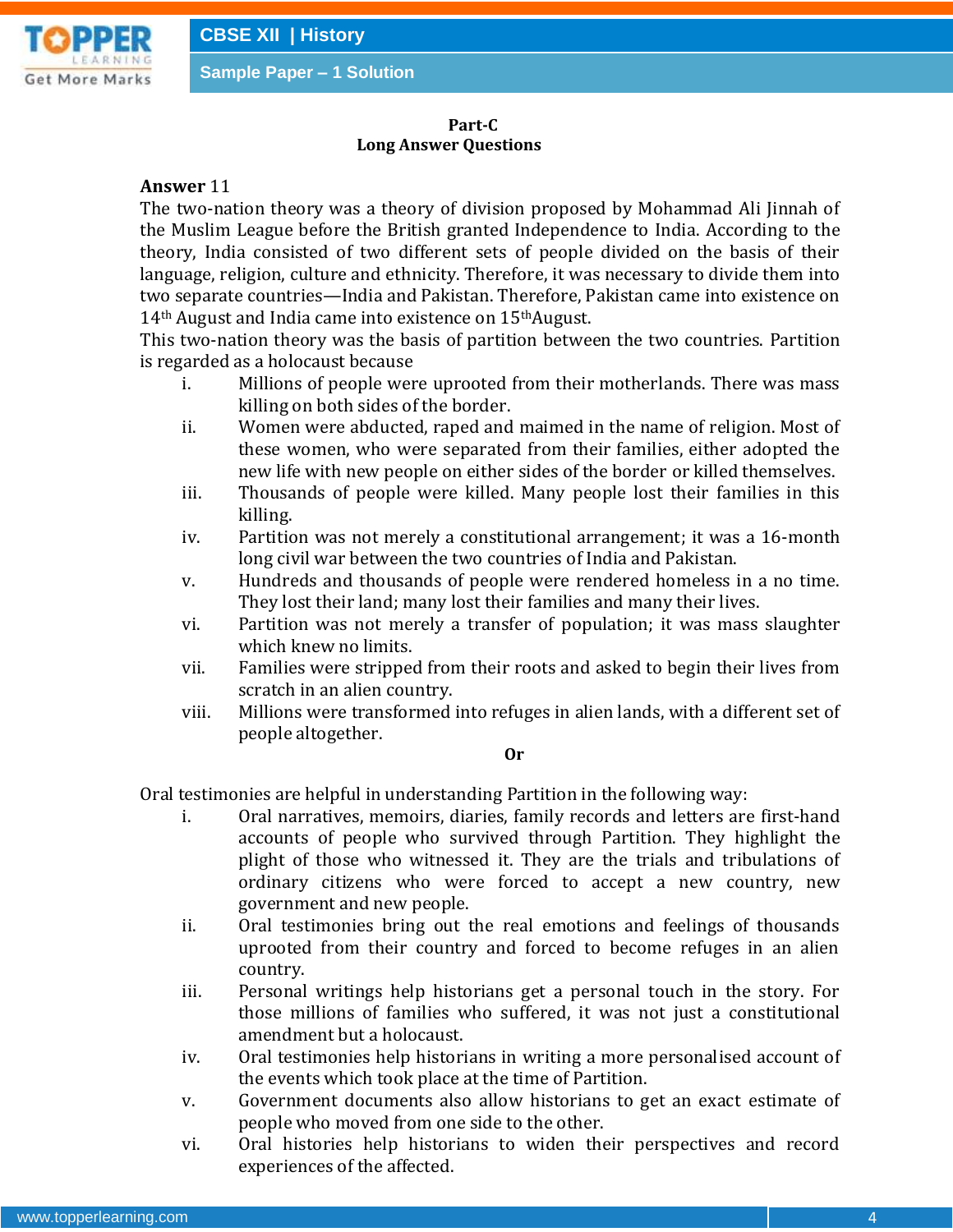**Part-C**
**Long Answer Questions**

**Answer** 11

The two-nation theory was a theory of division proposed by Mohammad Ali Jinnah of the Muslim League before the British granted Independence to India. According to the theory, India consisted of two different sets of people divided on the basis of their language, religion, culture and ethnicity. Therefore, it was necessary to divide them into two separate countries—India and Pakistan. Therefore, Pakistan came into existence on 14th August and India came into existence on 15th August.

This two-nation theory was the basis of partition between the two countries. Partition is regarded as a holocaust because

i. Millions of people were uprooted from their motherlands. There was mass killing on both sides of the border.
ii. Women were abducted, raped and maimed in the name of religion. Most of these women, who were separated from their families, either adopted the new life with new people on either sides of the border or killed themselves.
iii. Thousands of people were killed. Many people lost their families in this killing.
iv. Partition was not merely a constitutional arrangement; it was a 16-month long civil war between the two countries of India and Pakistan.
v. Hundreds and thousands of people were rendered homeless in a no time. They lost their land; many lost their families and many their lives.
vi. Partition was not merely a transfer of population; it was mass slaughter which knew no limits.
vii. Families were stripped from their roots and asked to begin their lives from scratch in an alien country.
viii. Millions were transformed into refuges in alien lands, with a different set of people altogether.

**Or**

Oral testimonies are helpful in understanding Partition in the following way:

i. Oral narratives, memoirs, diaries, family records and letters are first-hand accounts of people who survived through Partition. They highlight the plight of those who witnessed it. They are the trials and tribulations of ordinary citizens who were forced to accept a new country, new government and new people.
ii. Oral testimonies bring out the real emotions and feelings of thousands uprooted from their country and forced to become refuges in an alien country.
iii. Personal writings help historians get a personal touch in the story. For those millions of families who suffered, it was not just a constitutional amendment but a holocaust.
iv. Oral testimonies help historians in writing a more personalised account of the events which took place at the time of Partition.
v. Government documents also allow historians to get an exact estimate of people who moved from one side to the other.
vi. Oral histories help historians to widen their perspectives and record experiences of the affected.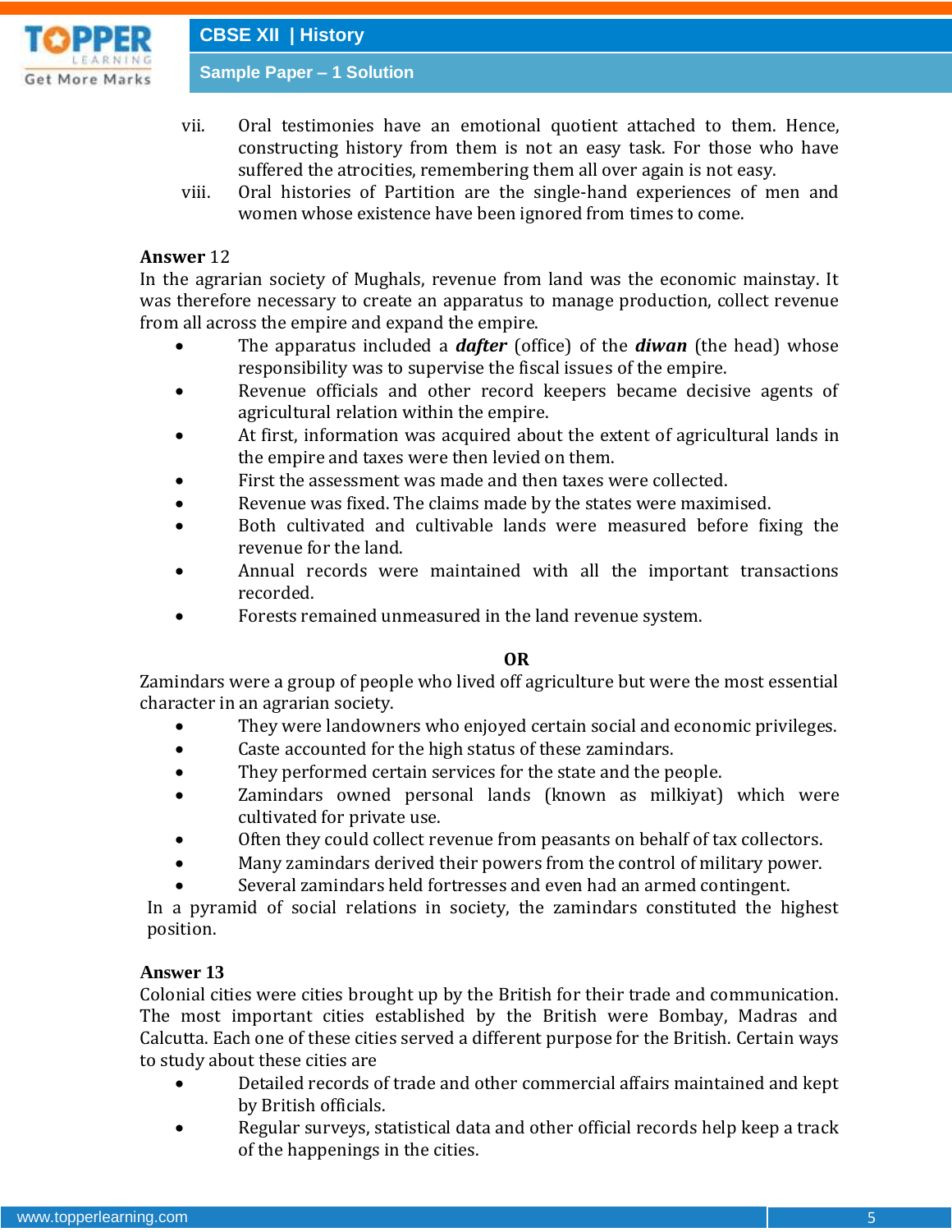vii. Oral testimonies have an emotional quotient attached to them. Hence, constructing history from them is not an easy task. For those who have suffered the atrocities, remembering them all over again is not easy.

viii. Oral histories of Partition are the single-hand experiences of men and women whose existence have been ignored from times to come.

**Answer** 12

In the agrarian society of Mughals, revenue from land was the economic mainstay. It was therefore necessary to create an apparatus to manage production, collect revenue from all across the empire and expand the empire.

- The apparatus included a ***dafter*** (office) of the ***diwan*** (the head) whose responsibility was to supervise the fiscal issues of the empire.
- Revenue officials and other record keepers became decisive agents of agricultural relation within the empire.
- At first, information was acquired about the extent of agricultural lands in the empire and taxes were then levied on them.
- First the assessment was made and then taxes were collected.
- Revenue was fixed. The claims made by the states were maximised.
- Both cultivated and cultivable lands were measured before fixing the revenue for the land.
- Annual records were maintained with all the important transactions recorded.
- Forests remained unmeasured in the land revenue system.

**OR**

Zamindars were a group of people who lived off agriculture but were the most essential character in an agrarian society.

- They were landowners who enjoyed certain social and economic privileges.
- Caste accounted for the high status of these zamindars.
- They performed certain services for the state and the people.
- Zamindars owned personal lands (known as milkiyat) which were cultivated for private use.
- Often they could collect revenue from peasants on behalf of tax collectors.
- Many zamindars derived their powers from the control of military power.
- Several zamindars held fortresses and even had an armed contingent.

In a pyramid of social relations in society, the zamindars constituted the highest position.

**Answer 13**

Colonial cities were cities brought up by the British for their trade and communication. The most important cities established by the British were Bombay, Madras and Calcutta. Each one of these cities served a different purpose for the British. Certain ways to study about these cities are

- Detailed records of trade and other commercial affairs maintained and kept by British officials.
- Regular surveys, statistical data and other official records help keep a track of the happenings in the cities.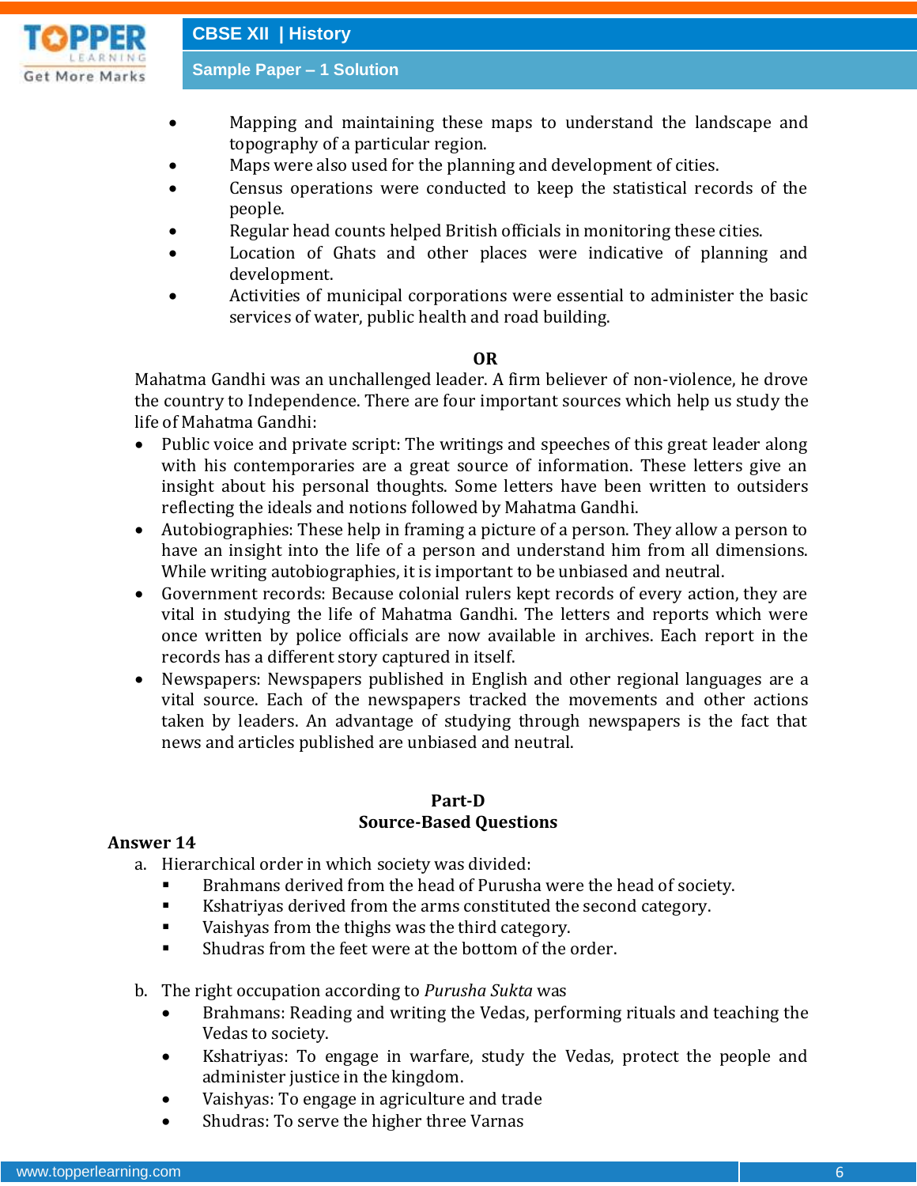- Mapping and maintaining these maps to understand the landscape and topography of a particular region.
- Maps were also used for the planning and development of cities.
- Census operations were conducted to keep the statistical records of the people.
- Regular head counts helped British officials in monitoring these cities.
- Location of Ghats and other places were indicative of planning and development.
- Activities of municipal corporations were essential to administer the basic services of water, public health and road building.

**OR**

Mahatma Gandhi was an unchallenged leader. A firm believer of non-violence, he drove the country to Independence. There are four important sources which help us study the life of Mahatma Gandhi:

- Public voice and private script: The writings and speeches of this great leader along with his contemporaries are a great source of information. These letters give an insight about his personal thoughts. Some letters have been written to outsiders reflecting the ideals and notions followed by Mahatma Gandhi.
- Autobiographies: These help in framing a picture of a person. They allow a person to have an insight into the life of a person and understand him from all dimensions. While writing autobiographies, it is important to be unbiased and neutral.
- Government records: Because colonial rulers kept records of every action, they are vital in studying the life of Mahatma Gandhi. The letters and reports which were once written by police officials are now available in archives. Each report in the records has a different story captured in itself.
- Newspapers: Newspapers published in English and other regional languages are a vital source. Each of the newspapers tracked the movements and other actions taken by leaders. An advantage of studying through newspapers is the fact that news and articles published are unbiased and neutral.

## Part-D
## Source-Based Questions

**Answer 14**

a. Hierarchical order in which society was divided:
   - Brahmans derived from the head of Purusha were the head of society.
   - Kshatriyas derived from the arms constituted the second category.
   - Vaishyas from the thighs was the third category.
   - Shudras from the feet were at the bottom of the order.

b. The right occupation according to *Purusha Sukta* was
   - Brahmans: Reading and writing the Vedas, performing rituals and teaching the Vedas to society.
   - Kshatriyas: To engage in warfare, study the Vedas, protect the people and administer justice in the kingdom.
   - Vaishyas: To engage in agriculture and trade
   - Shudras: To serve the higher three Varnas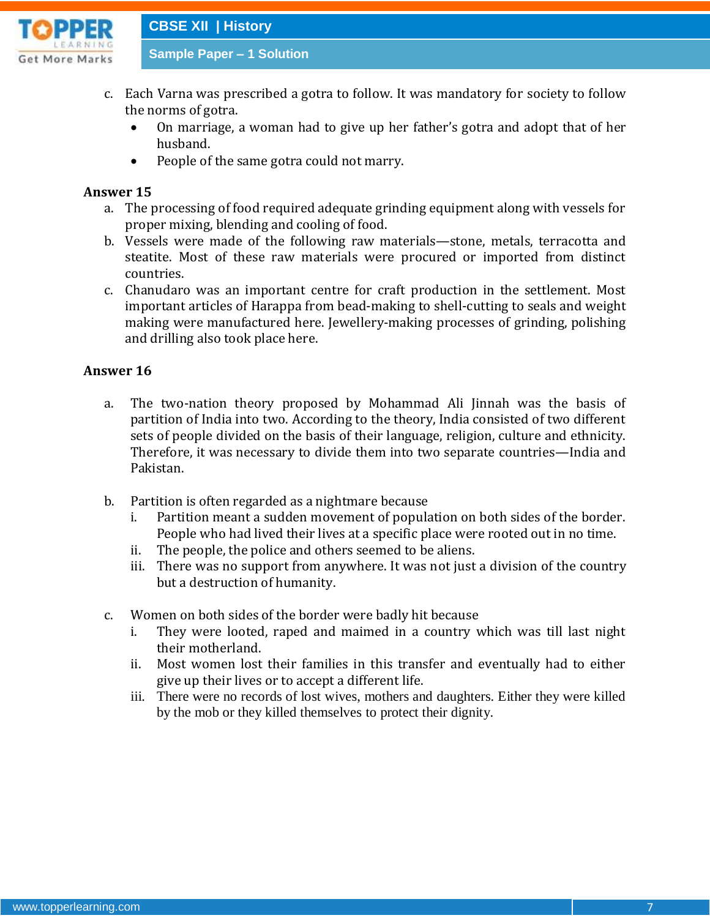c. Each Varna was prescribed a gotra to follow. It was mandatory for society to follow the norms of gotra.
   - On marriage, a woman had to give up her father's gotra and adopt that of her husband.
   - People of the same gotra could not marry.

**Answer 15**

a. The processing of food required adequate grinding equipment along with vessels for proper mixing, blending and cooling of food.

b. Vessels were made of the following raw materials—stone, metals, terracotta and steatite. Most of these raw materials were procured or imported from distinct countries.

c. Chanudaro was an important centre for craft production in the settlement. Most important articles of Harappa from bead-making to shell-cutting to seals and weight making were manufactured here. Jewellery-making processes of grinding, polishing and drilling also took place here.

**Answer 16**

a. The two-nation theory proposed by Mohammad Ali Jinnah was the basis of partition of India into two. According to the theory, India consisted of two different sets of people divided on the basis of their language, religion, culture and ethnicity. Therefore, it was necessary to divide them into two separate countries—India and Pakistan.

b. Partition is often regarded as a nightmare because
   i. Partition meant a sudden movement of population on both sides of the border. People who had lived their lives at a specific place were rooted out in no time.
   ii. The people, the police and others seemed to be aliens.
   iii. There was no support from anywhere. It was not just a division of the country but a destruction of humanity.

c. Women on both sides of the border were badly hit because
   i. They were looted, raped and maimed in a country which was till last night their motherland.
   ii. Most women lost their families in this transfer and eventually had to either give up their lives or to accept a different life.
   iii. There were no records of lost wives, mothers and daughters. Either they were killed by the mob or they killed themselves to protect their dignity.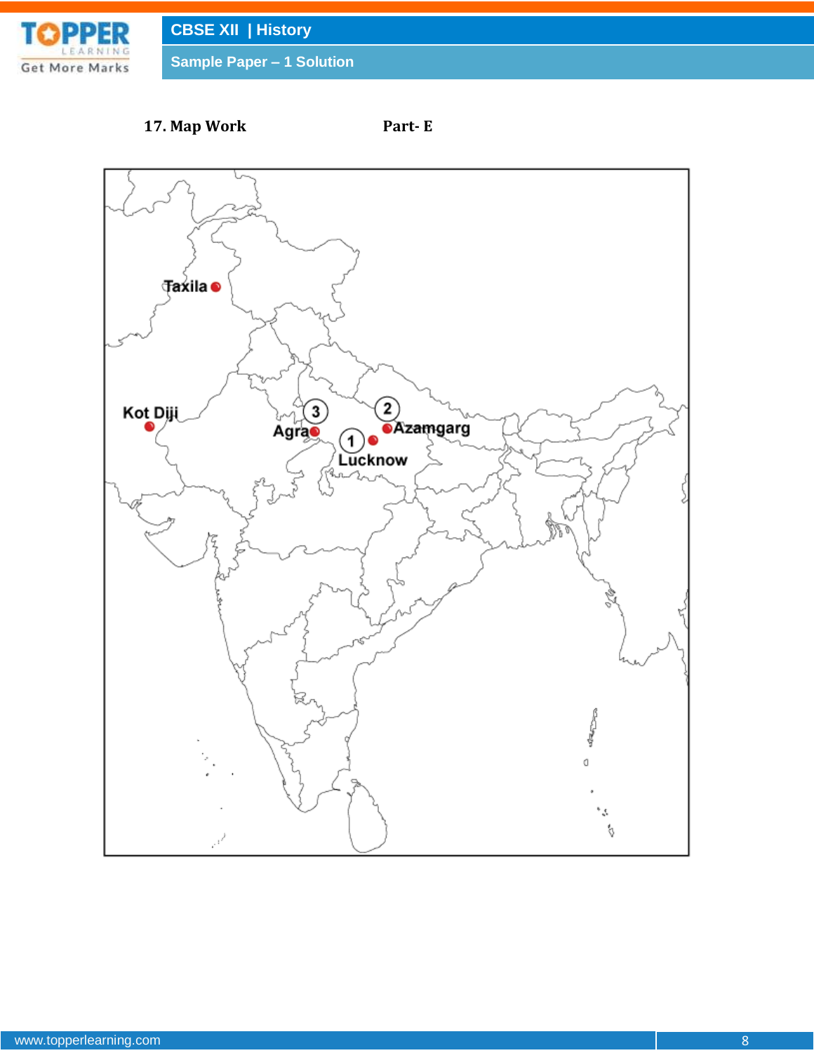**17. Map Work** **Part- E**

Taxila

Kot Diji

3

Agra

2

Azamgarg

1

Lucknow